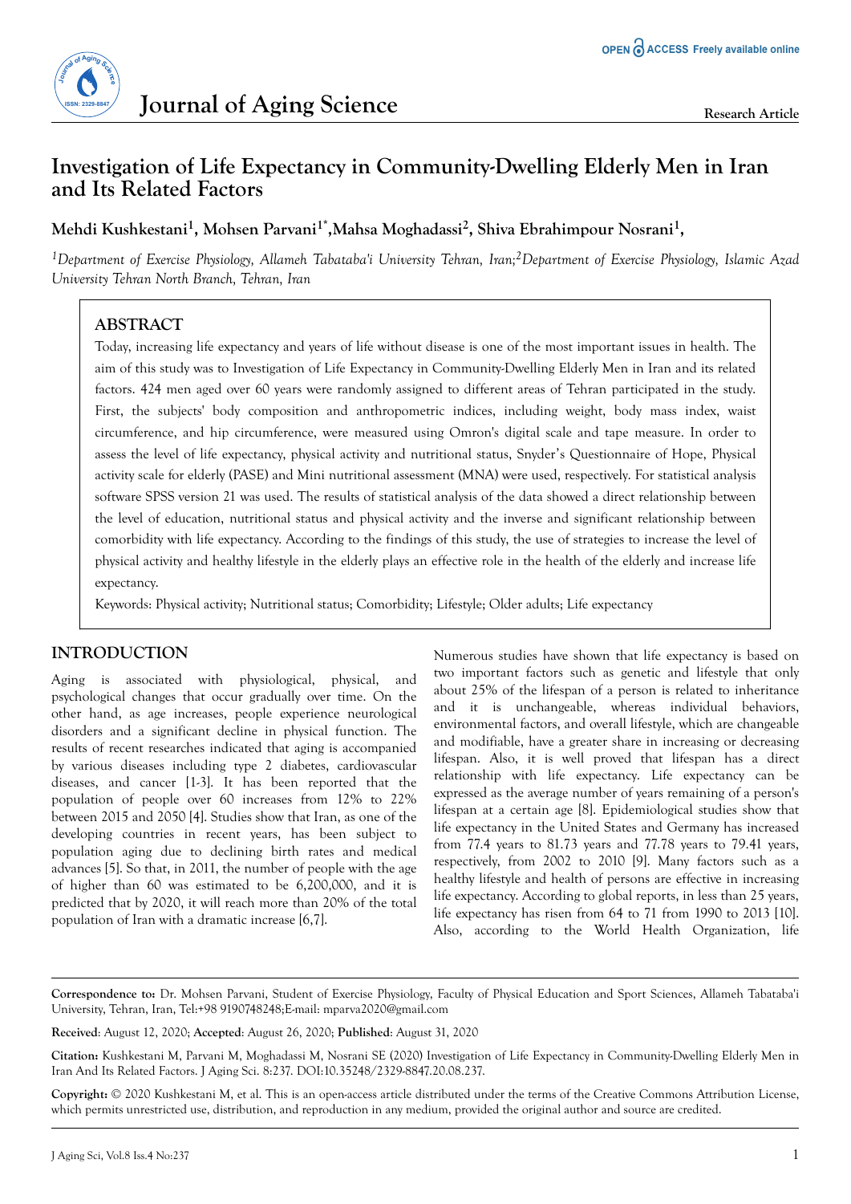# Investigation of Life Expectancy in Community-Dwelling Elderly Men in Iran and Its Related Factors

**Mehdi Kushkestani[1], Mohsen Parvani[1*], Mahsa Moghadassi[2], Shiva Ebrahimpour Nosrani[1],**

*[1]Department of Exercise Physiology, Allameh Tabataba'i University Tehran, Iran;[2]Department of Exercise Physiology, Islamic Azad University Tehran North Branch, Tehran, Iran*

## ABSTRACT

Today, increasing life expectancy and years of life without disease is one of the most important issues in health. The aim of this study was to Investigation of Life Expectancy in Community-Dwelling Elderly Men in Iran and its related factors. 424 men aged over 60 years were randomly assigned to different areas of Tehran participated in the study. First, the subjects' body composition and anthropometric indices, including weight, body mass index, waist circumference, and hip circumference, were measured using Omron's digital scale and tape measure. In order to assess the level of life expectancy, physical activity and nutritional status, Snyder's Questionnaire of Hope, Physical activity scale for elderly (PASE) and Mini nutritional assessment (MNA) were used, respectively. For statistical analysis software SPSS version 21 was used. The results of statistical analysis of the data showed a direct relationship between the level of education, nutritional status and physical activity and the inverse and significant relationship between comorbidity with life expectancy. According to the findings of this study, the use of strategies to increase the level of physical activity and healthy lifestyle in the elderly plays an effective role in the health of the elderly and increase life expectancy.

Keywords: Physical activity; Nutritional status; Comorbidity; Lifestyle; Older adults; Life expectancy

## INTRODUCTION

Aging is associated with physiological, physical, and psychological changes that occur gradually over time. On the other hand, as age increases, people experience neurological disorders and a significant decline in physical function. The results of recent researches indicated that aging is accompanied by various diseases including type 2 diabetes, cardiovascular diseases, and cancer [1-3]. It has been reported that the population of people over 60 increases from 12% to 22% between 2015 and 2050 [4]. Studies show that Iran, as one of the developing countries in recent years, has been subject to population aging due to declining birth rates and medical advances [5]. So that, in 2011, the number of people with the age of higher than 60 was estimated to be 6,200,000, and it is predicted that by 2020, it will reach more than 20% of the total population of Iran with a dramatic increase [6,7].

Numerous studies have shown that life expectancy is based on two important factors such as genetic and lifestyle that only about 25% of the lifespan of a person is related to inheritance and it is unchangeable, whereas individual behaviors, environmental factors, and overall lifestyle, which are changeable and modifiable, have a greater share in increasing or decreasing lifespan. Also, it is well proved that lifespan has a direct relationship with life expectancy. Life expectancy can be expressed as the average number of years remaining of a person's lifespan at a certain age [8]. Epidemiological studies show that life expectancy in the United States and Germany has increased from 77.4 years to 81.73 years and 77.78 years to 79.41 years, respectively, from 2002 to 2010 [9]. Many factors such as a healthy lifestyle and health of persons are effective in increasing life expectancy. According to global reports, in less than 25 years, life expectancy has risen from 64 to 71 from 1990 to 2013 [10]. Also, according to the World Health Organization, life

**Correspondence to:** Dr. Mohsen Parvani, Student of Exercise Physiology, Faculty of Physical Education and Sport Sciences, Allameh Tabataba'i University, Tehran, Iran, Tel:+98 9190748248;E-mail: mparva2020@gmail.com

**Received**: August 12, 2020; **Accepted**: August 26, 2020; **Published**: August 31, 2020

**Citation:** Kushkestani M, Parvani M, Moghadassi M, Nosrani SE (2020) Investigation of Life Expectancy in Community-Dwelling Elderly Men in Iran And Its Related Factors. J Aging Sci. 8:237. DOI:10.35248/2329-8847.20.08.237.

**Copyright:** © 2020 Kushkestani M, et al. This is an open-access article distributed under the terms of the Creative Commons Attribution License, which permits unrestricted use, distribution, and reproduction in any medium, provided the original author and source are credited.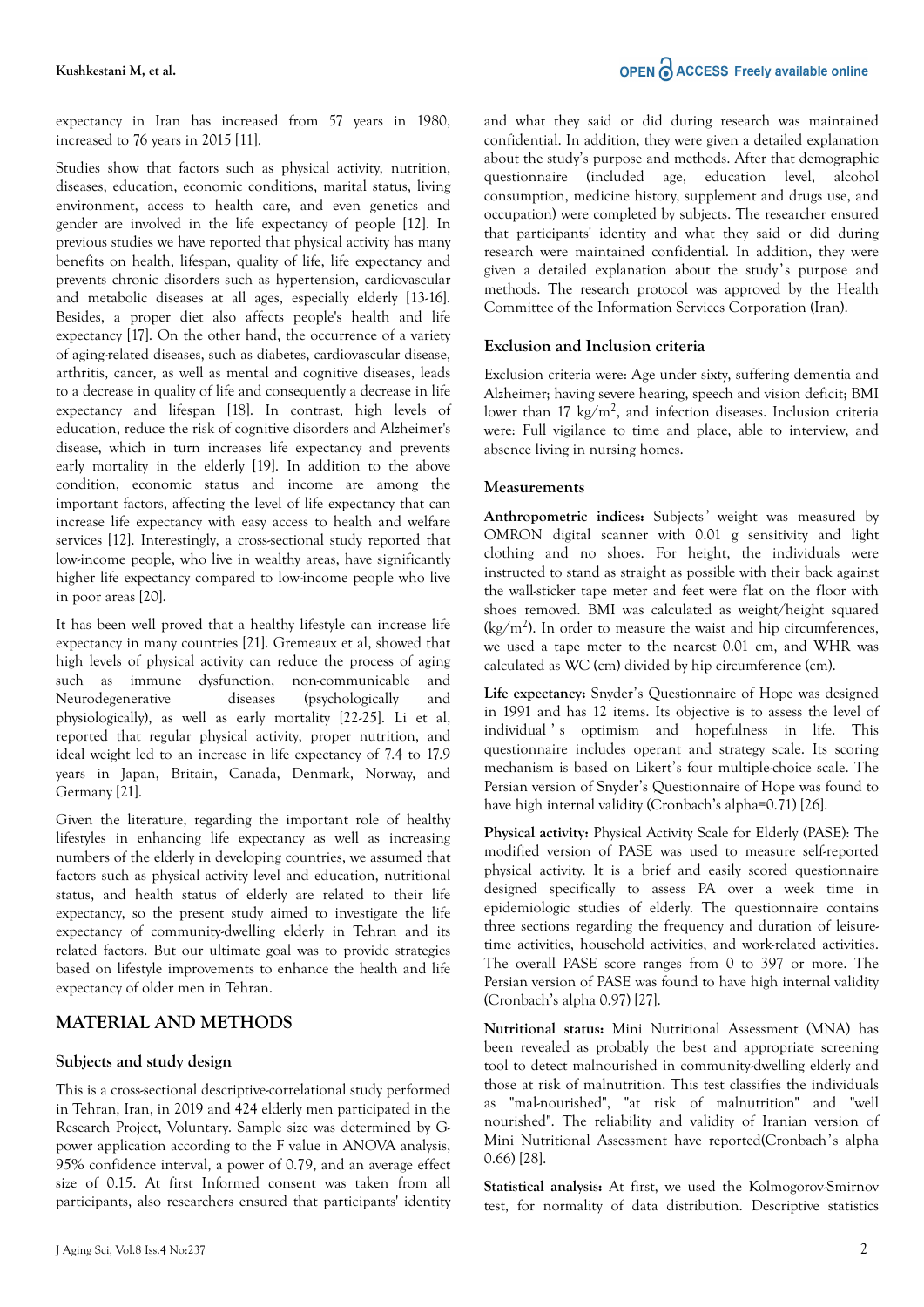expectancy in Iran has increased from 57 years in 1980, increased to 76 years in 2015 [11].

Studies show that factors such as physical activity, nutrition, diseases, education, economic conditions, marital status, living environment, access to health care, and even genetics and gender are involved in the life expectancy of people [12]. In previous studies we have reported that physical activity has many benefits on health, lifespan, quality of life, life expectancy and prevents chronic disorders such as hypertension, cardiovascular and metabolic diseases at all ages, especially elderly [13-16]. Besides, a proper diet also affects people's health and life expectancy [17]. On the other hand, the occurrence of a variety of aging-related diseases, such as diabetes, cardiovascular disease, arthritis, cancer, as well as mental and cognitive diseases, leads to a decrease in quality of life and consequently a decrease in life expectancy and lifespan [18]. In contrast, high levels of education, reduce the risk of cognitive disorders and Alzheimer's disease, which in turn increases life expectancy and prevents early mortality in the elderly [19]. In addition to the above condition, economic status and income are among the important factors, affecting the level of life expectancy that can increase life expectancy with easy access to health and welfare services [12]. Interestingly, a cross-sectional study reported that low-income people, who live in wealthy areas, have significantly higher life expectancy compared to low-income people who live in poor areas [20].

It has been well proved that a healthy lifestyle can increase life expectancy in many countries [21]. Gremeaux et al, showed that high levels of physical activity can reduce the process of aging such as immune dysfunction, non-communicable and Neurodegenerative diseases (psychologically and physiologically), as well as early mortality [22-25]. Li et al, reported that regular physical activity, proper nutrition, and ideal weight led to an increase in life expectancy of 7.4 to 17.9 years in Japan, Britain, Canada, Denmark, Norway, and Germany [21].

Given the literature, regarding the important role of healthy lifestyles in enhancing life expectancy as well as increasing numbers of the elderly in developing countries, we assumed that factors such as physical activity level and education, nutritional status, and health status of elderly are related to their life expectancy, so the present study aimed to investigate the life expectancy of community-dwelling elderly in Tehran and its related factors. But our ultimate goal was to provide strategies based on lifestyle improvements to enhance the health and life expectancy of older men in Tehran.

## MATERIAL AND METHODS

### Subjects and study design

This is a cross-sectional descriptive-correlational study performed in Tehran, Iran, in 2019 and 424 elderly men participated in the Research Project, Voluntary. Sample size was determined by G-power application according to the F value in ANOVA analysis, 95% confidence interval, a power of 0.79, and an average effect size of 0.15. At first Informed consent was taken from all participants, also researchers ensured that participants' identity and what they said or did during research was maintained confidential. In addition, they were given a detailed explanation about the study's purpose and methods. After that demographic questionnaire (included age, education level, alcohol consumption, medicine history, supplement and drugs use, and occupation) were completed by subjects. The researcher ensured that participants' identity and what they said or did during research were maintained confidential. In addition, they were given a detailed explanation about the study's purpose and methods. The research protocol was approved by the Health Committee of the Information Services Corporation (Iran).

### Exclusion and Inclusion criteria

Exclusion criteria were: Age under sixty, suffering dementia and Alzheimer; having severe hearing, speech and vision deficit; BMI lower than 17 $kg/m^2$, and infection diseases. Inclusion criteria were: Full vigilance to time and place, able to interview, and absence living in nursing homes.

### Measurements

**Anthropometric indices:** Subjects' weight was measured by OMRON digital scanner with 0.01 g sensitivity and light clothing and no shoes. For height, the individuals were instructed to stand as straight as possible with their back against the wall-sticker tape meter and feet were flat on the floor with shoes removed. BMI was calculated as weight/height squared ($kg/m^2$). In order to measure the waist and hip circumferences, we used a tape meter to the nearest 0.01 cm, and WHR was calculated as WC (cm) divided by hip circumference (cm).

**Life expectancy:** Snyder's Questionnaire of Hope was designed in 1991 and has 12 items. Its objective is to assess the level of individual's optimism and hopefulness in life. This questionnaire includes operant and strategy scale. Its scoring mechanism is based on Likert's four multiple-choice scale. The Persian version of Snyder's Questionnaire of Hope was found to have high internal validity (Cronbach's alpha=0.71) [26].

**Physical activity:** Physical Activity Scale for Elderly (PASE): The modified version of PASE was used to measure self-reported physical activity. It is a brief and easily scored questionnaire designed specifically to assess PA over a week time in epidemiologic studies of elderly. The questionnaire contains three sections regarding the frequency and duration of leisure-time activities, household activities, and work-related activities. The overall PASE score ranges from 0 to 397 or more. The Persian version of PASE was found to have high internal validity (Cronbach's alpha 0.97) [27].

**Nutritional status:** Mini Nutritional Assessment (MNA) has been revealed as probably the best and appropriate screening tool to detect malnourished in community-dwelling elderly and those at risk of malnutrition. This test classifies the individuals as "mal-nourished", "at risk of malnutrition" and "well nourished". The reliability and validity of Iranian version of Mini Nutritional Assessment have reported(Cronbach's alpha 0.66) [28].

**Statistical analysis:** At first, we used the Kolmogorov-Smirnov test, for normality of data distribution. Descriptive statistics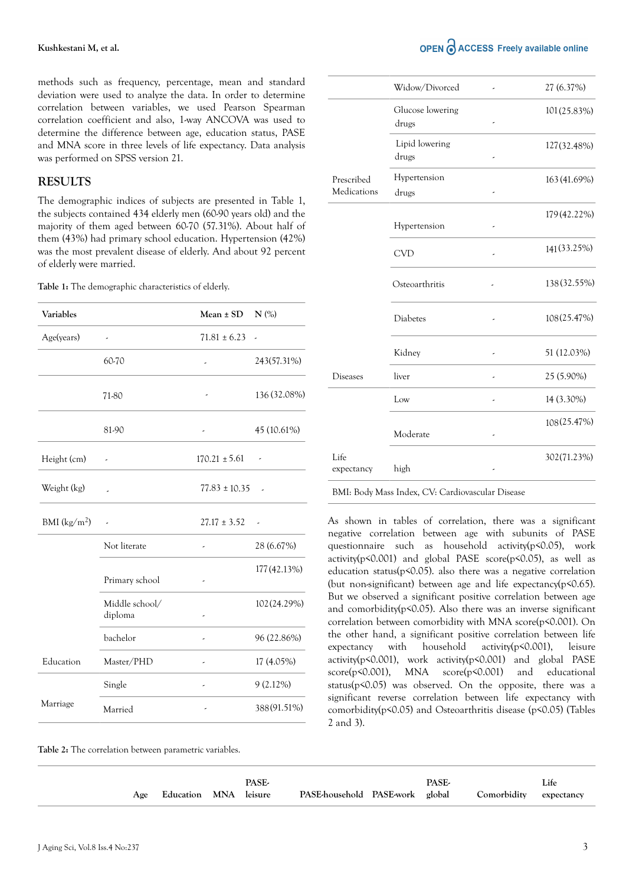methods such as frequency, percentage, mean and standard deviation were used to analyze the data. In order to determine correlation between variables, we used Pearson Spearman correlation coefficient and also, 1-way ANCOVA was used to determine the difference between age, education status, PASE and MNA score in three levels of life expectancy. Data analysis was performed on SPSS version 21.

## RESULTS

The demographic indices of subjects are presented in Table 1, the subjects contained 434 elderly men (60-90 years old) and the majority of them aged between 60-70 (57.31%). About half of them (43%) had primary school education. Hypertension (42%) was the most prevalent disease of elderly. And about 92 percent of elderly were married.

**Table 1:** The demographic characteristics of elderly.

| Variables | | Mean ± SD | N (%) |
|---|---|---|---|
| Age(years) | - | 71.81 ± 6.23 | - |
| | 60-70 | - | 243(57.31%) |
| | 71-80 | - | 136 (32.08%) |
| | 81-90 | - | 45 (10.61%) |
| Height (cm) | - | 170.21 ± 5.61 | - |
| Weight (kg) | - | 77.83 ± 10.35 | - |
| BMI (kg/m$^2$) | - | 27.17 ± 3.52 | - |
| Education | Not literate | - | 28 (6.67%) |
| | Primary school | - | 177(42.13%) |
| | Middle school/ diploma | - | 102(24.29%) |
| | bachelor | - | 96 (22.86%) |
| | Master/PHD | - | 17 (4.05%) |
| Marriage | Single | - | 9 (2.12%) |
| | Married | - | 388(91.51%) |
| | Widow/Divorced | - | 27 (6.37%) |
| Prescribed Medications | Glucose lowering drugs | - | 101(25.83%) |
| | Lipid lowering drugs | - | 127(32.48%) |
| | Hypertension drugs | - | 163 (41.69%) |
| Diseases | Hypertension | - | 179(42.22%) |
| | CVD | - | 141(33.25%) |
| | Osteoarthritis | - | 138(32.55%) |
| | Diabetes | - | 108(25.47%) |
| | Kidney | - | 51 (12.03%) |
| | liver | - | 25 (5.90%) |
| Life expectancy | Low | - | 14 (3.30%) |
| | Moderate | - | 108(25.47%) |
| | high | - | 302(71.23%) |

BMI: Body Mass Index, CV: Cardiovascular Disease

As shown in tables of correlation, there was a significant negative correlation between age with subunits of PASE questionnaire such as household activity($p<0.05$), work activity($p<0.001$) and global PASE score($p<0.05$), as well as education status($p<0.05$). also there was a negative correlation (but non-significant) between age and life expectancy($p<0.65$). But we observed a significant positive correlation between age and comorbidity($p<0.05$). Also there was an inverse significant correlation between comorbidity with MNA score($p<0.001$). On the other hand, a significant positive correlation between life expectancy with household activity($p<0.001$), leisure activity($p<0.001$), work activity($p<0.001$) and global PASE score($p<0.001$), MNA score($p<0.001$) and educational status($p<0.05$) was observed. On the opposite, there was a significant reverse correlation between life expectancy with comorbidity($p<0.05$) and Osteoarthritis disease ($p<0.05$) (Tables 2 and 3).

**Table 2:** The correlation between parametric variables.

| | Age | Education | MNA | PASE-leisure | PASE-household | PASE-work | PASE-global | Comorbidity | Life expectancy |
|---|---|---|---|---|---|---|---|---|---|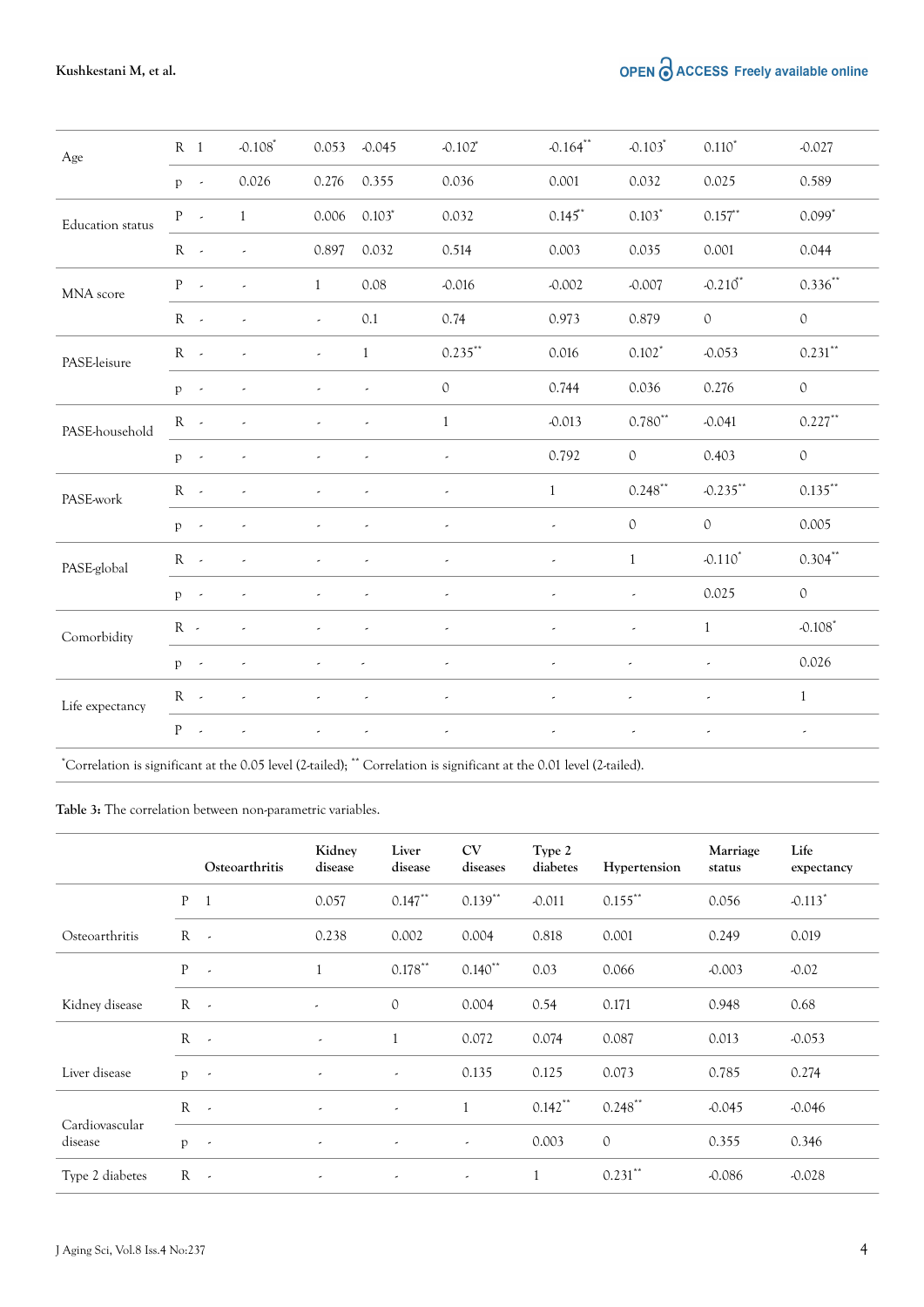| | | | | | | | | | | |
|---|---|---|---|---|---|---|---|---|---|---|
| Age | R | 1 | -0.108* | 0.053 | -0.045 | -0.102* | -0.164** | -0.103* | 0.110* | -0.027 |
| | p | - | 0.026 | 0.276 | 0.355 | 0.036 | 0.001 | 0.032 | 0.025 | 0.589 |
| Education status | P | - | 1 | 0.006 | 0.103* | 0.032 | 0.145** | 0.103* | 0.157** | 0.099* |
| | R | - | - | 0.897 | 0.032 | 0.514 | 0.003 | 0.035 | 0.001 | 0.044 |
| MNA score | P | - | - | 1 | 0.08 | -0.016 | -0.002 | -0.007 | -0.210** | 0.336** |
| | R | - | - | - | 0.1 | 0.74 | 0.973 | 0.879 | 0 | 0 |
| PASE-leisure | R | - | - | - | 1 | 0.235** | 0.016 | 0.102* | -0.053 | 0.231** |
| | p | - | - | - | - | 0 | 0.744 | 0.036 | 0.276 | 0 |
| PASE-household | R | - | - | - | - | 1 | -0.013 | 0.780** | -0.041 | 0.227** |
| | p | - | - | - | - | - | 0.792 | 0 | 0.403 | 0 |
| PASE-work | R | - | - | - | - | - | 1 | 0.248** | -0.235** | 0.135** |
| | p | - | - | - | - | - | - | 0 | 0 | 0.005 |
| PASE-global | R | - | - | - | - | - | - | 1 | -0.110* | 0.304** |
| | p | - | - | - | - | - | - | - | 0.025 | 0 |
| Comorbidity | R | - | - | - | - | - | - | - | 1 | -0.108* |
| | p | - | - | - | - | - | - | - | - | 0.026 |
| Life expectancy | R | - | - | - | - | - | - | - | - | 1 |
| | P | - | - | - | - | - | - | - | - | - |

*Correlation is significant at the 0.05 level (2-tailed); ** Correlation is significant at the 0.01 level (2-tailed).

**Table 3:** The correlation between non-parametric variables.

| | | Osteoarthritis | Kidney disease | Liver disease | CV diseases | Type 2 diabetes | Hypertension | Marriage status | Life expectancy |
|---|---|---|---|---|---|---|---|---|---|
| Osteoarthritis | P | 1 | 0.057 | 0.147** | 0.139** | -0.011 | 0.155** | 0.056 | -0.113* |
| | R | - | 0.238 | 0.002 | 0.004 | 0.818 | 0.001 | 0.249 | 0.019 |
| Kidney disease | P | - | 1 | 0.178** | 0.140** | 0.03 | 0.066 | -0.003 | -0.02 |
| | R | - | - | 0 | 0.004 | 0.54 | 0.171 | 0.948 | 0.68 |
| Liver disease | R | - | - | 1 | 0.072 | 0.074 | 0.087 | 0.013 | -0.053 |
| | p | - | - | - | 0.135 | 0.125 | 0.073 | 0.785 | 0.274 |
| Cardiovascular disease | R | - | - | - | 1 | 0.142** | 0.248** | -0.045 | -0.046 |
| | p | - | - | - | - | 0.003 | 0 | 0.355 | 0.346 |
| Type 2 diabetes | R | - | - | - | - | 1 | 0.231** | -0.086 | -0.028 |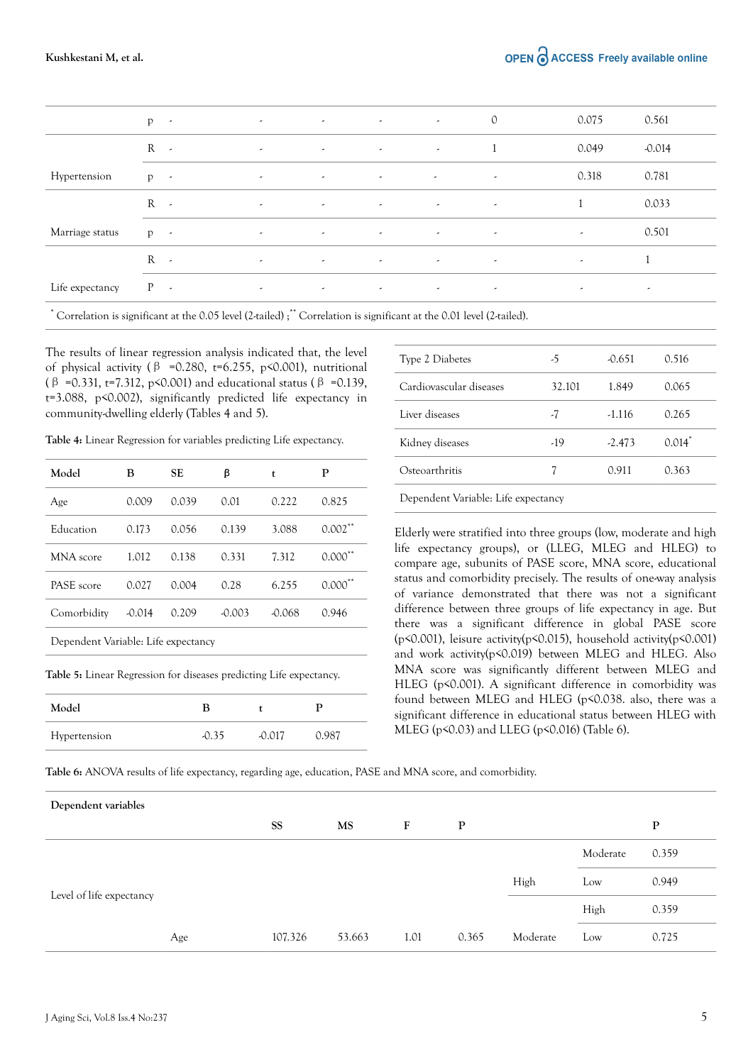| | | | | | | | | | |
|---|---|---|---|---|---|---|---|---|---|
| | p | - | - | - | - | - | 0 | 0.075 | 0.561 |
| | R | - | - | - | - | - | 1 | 0.049 | -0.014 |
| Hypertension | p | - | - | - | - | - | - | 0.318 | 0.781 |
| | R | - | - | - | - | - | - | 1 | 0.033 |
| Marriage status | p | - | - | - | - | - | - | - | 0.501 |
| | R | - | - | - | - | - | - | - | 1 |
| Life expectancy | P | - | - | - | - | - | - | - | - |

[*] Correlation is significant at the 0.05 level (2-tailed) ;[**] Correlation is significant at the 0.01 level (2-tailed).

The results of linear regression analysis indicated that, the level of physical activity ( β =0.280, t=6.255, p<0.001), nutritional ( β =0.331, t=7.312, p<0.001) and educational status ( β =0.139, t=3.088, p<0.002), significantly predicted life expectancy in community-dwelling elderly (Tables 4 and 5).

**Table 4:** Linear Regression for variables predicting Life expectancy.

| Model | B | SE | β | t | P |
|---|---|---|---|---|---|
| Age | 0.009 | 0.039 | 0.01 | 0.222 | 0.825 |
| Education | 0.173 | 0.056 | 0.139 | 3.088 | 0.002** |
| MNA score | 1.012 | 0.138 | 0.331 | 7.312 | 0.000** |
| PASE score | 0.027 | 0.004 | 0.28 | 6.255 | 0.000** |
| Comorbidity | -0.014 | 0.209 | -0.003 | -0.068 | 0.946 |
| Dependent Variable: Life expectancy | | | | | |

**Table 5:** Linear Regression for diseases predicting Life expectancy.

| Model | B | t | P |
|---|---|---|---|
| Hypertension | -0.35 | -0.017 | 0.987 |
| Type 2 Diabetes | -5 | -0.651 | 0.516 |
| Cardiovascular diseases | 32.101 | 1.849 | 0.065 |
| Liver diseases | -7 | -1.116 | 0.265 |
| Kidney diseases | -19 | -2.473 | 0.014* |
| Osteoarthritis | 7 | 0.911 | 0.363 |
| Dependent Variable: Life expectancy | | | |

Elderly were stratified into three groups (low, moderate and high life expectancy groups), or (LLEG, MLEG and HLEG) to compare age, subunits of PASE score, MNA score, educational status and comorbidity precisely. The results of one-way analysis of variance demonstrated that there was not a significant difference between three groups of life expectancy in age. But there was a significant difference in global PASE score (p<0.001), leisure activity(p<0.015), household activity(p<0.001) and work activity(p<0.019) between MLEG and HLEG. Also MNA score was significantly different between MLEG and HLEG (p<0.001). A significant difference in comorbidity was found between MLEG and HLEG (p<0.038. also, there was a significant difference in educational status between HLEG with MLEG (p<0.03) and LLEG (p<0.016) (Table 6).

**Table 6:** ANOVA results of life expectancy, regarding age, education, PASE and MNA score, and comorbidity.

| Dependent variables | | SS | MS | F | P | | | P |
|---|---|---|---|---|---|---|---|---|
| Level of life expectancy | | | | | | High | Moderate | 0.359 |
| | | | | | | | Low | 0.949 |
| | | | | | | | High | 0.359 |
| | Age | 107.326 | 53.663 | 1.01 | 0.365 | Moderate | Low | 0.725 |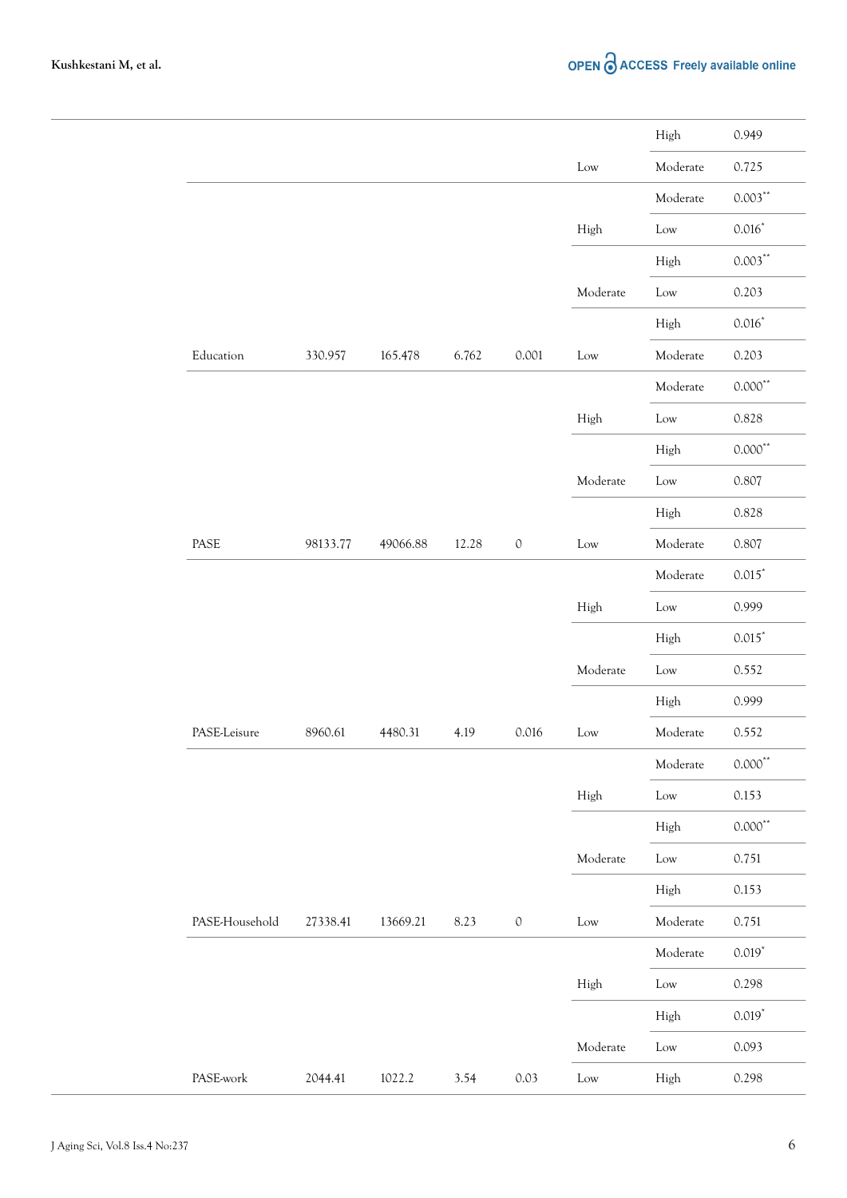| | | | | | | | |
|---|---|---|---|---|---|---|---|
| | | | | | | High | 0.949 |
| | | | | | Low | Moderate | 0.725 |
| | | | | | | Moderate | 0.003** |
| | | | | | High | Low | 0.016* |
| | | | | | | High | 0.003** |
| | | | | | Moderate | Low | 0.203 |
| | | | | | | High | 0.016* |
| Education | 330.957 | 165.478 | 6.762 | 0.001 | Low | Moderate | 0.203 |
| | | | | | | Moderate | 0.000** |
| | | | | | High | Low | 0.828 |
| | | | | | | High | 0.000** |
| | | | | | Moderate | Low | 0.807 |
| | | | | | | High | 0.828 |
| PASE | 98133.77 | 49066.88 | 12.28 | 0 | Low | Moderate | 0.807 |
| | | | | | | Moderate | 0.015* |
| | | | | | High | Low | 0.999 |
| | | | | | | High | 0.015* |
| | | | | | Moderate | Low | 0.552 |
| | | | | | | High | 0.999 |
| PASE-Leisure | 8960.61 | 4480.31 | 4.19 | 0.016 | Low | Moderate | 0.552 |
| | | | | | | Moderate | 0.000** |
| | | | | | High | Low | 0.153 |
| | | | | | | High | 0.000** |
| | | | | | Moderate | Low | 0.751 |
| | | | | | | High | 0.153 |
| PASE-Household | 27338.41 | 13669.21 | 8.23 | 0 | Low | Moderate | 0.751 |
| | | | | | | Moderate | 0.019* |
| | | | | | High | Low | 0.298 |
| | | | | | | High | 0.019* |
| | | | | | Moderate | Low | 0.093 |
| PASE-work | 2044.41 | 1022.2 | 3.54 | 0.03 | Low | High | 0.298 |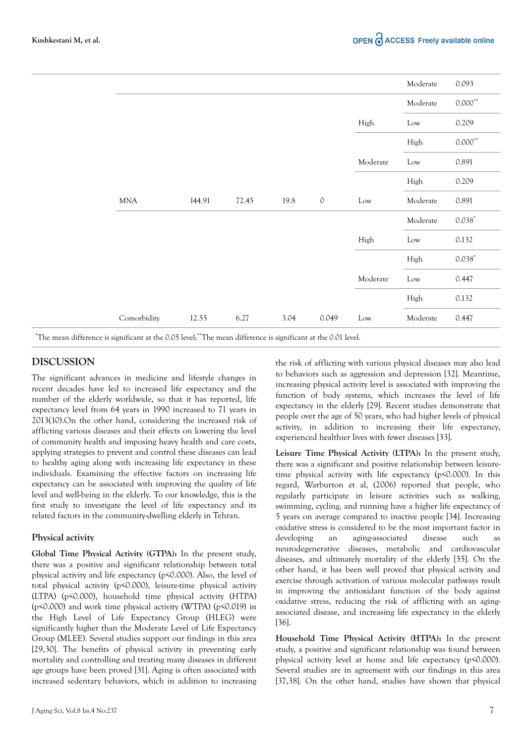| | | | | | | | |
|---|---|---|---|---|---|---|---|
| | | | | | | Moderate | 0.093 |
| | | | | | | Moderate | 0.000** |
| | | | | | High | Low | 0.209 |
| | | | | | | High | 0.000** |
| | | | | | Moderate | Low | 0.891 |
| | | | | | | High | 0.209 |
| | MNA | 144.91 | 72.45 | 19.8 | 0 | Low | Moderate | 0.891 |
| | | | | | | Moderate | 0.038* |
| | | | | | High | Low | 0.132 |
| | | | | | | High | 0.038* |
| | | | | | Moderate | Low | 0.447 |
| | | | | | | High | 0.132 |
| | Comorbidity | 12.55 | 6.27 | 3.04 | 0.049 | Low | Moderate | 0.447 |

*The mean difference is significant at the 0.05 level;**The mean difference is significant at the 0.01 level.

## DISCUSSION

The significant advances in medicine and lifestyle changes in recent decades have led to increased life expectancy and the number of the elderly worldwide, so that it has reported, life expectancy level from 64 years in 1990 increased to 71 years in 2013(10).On the other hand, considering the increased risk of afflicting various diseases and their effects on lowering the level of community health and imposing heavy health and care costs, applying strategies to prevent and control these diseases can lead to healthy aging along with increasing life expectancy in these individuals. Examining the effective factors on increasing life expectancy can be associated with improving the quality of life level and well-being in the elderly. To our knowledge, this is the first study to investigate the level of life expectancy and its related factors in the community-dwelling elderly in Tehran.

### Physical activity

**Global Time Physical Activity (GTPA):** In the present study, there was a positive and significant relationship between total physical activity and life expectancy ($p<0.000$). Also, the level of total physical activity ($p<0.000$), leisure-time physical activity (LTPA) ($p<0.000$), household time physical activity (HTPA) ($p<0.000$) and work time physical activity (WTPA) ($p<0.019$) in the High Level of Life Expectancy Group (HLEG) were significantly higher than the Moderate Level of Life Expectancy Group (MLEE). Several studies support our findings in this area [29,30]. The benefits of physical activity in preventing early mortality and controlling and treating many diseases in different age groups have been proved [31]. Aging is often associated with increased sedentary behaviors, which in addition to increasing the risk of afflicting with various physical diseases may also lead to behaviors such as aggression and depression [32]. Meantime, increasing physical activity level is associated with improving the function of body systems, which increases the level of life expectancy in the elderly [29]. Recent studies demonstrate that people over the age of 50 years, who had higher levels of physical activity, in addition to increasing their life expectancy, experienced healthier lives with fewer diseases [33].

**Leisure Time Physical Activity (LTPA):** In the present study, there was a significant and positive relationship between leisure-time physical activity with life expectancy ($p<0.000$). In this regard, Warburton et al, (2006) reported that people, who regularly participate in leisure activities such as walking, swimming, cycling, and running have a higher life expectancy of 5 years on average compared to inactive people [34]. Increasing oxidative stress is considered to be the most important factor in developing an aging-associated disease such as neurodegenerative diseases, metabolic and cardiovascular diseases, and ultimately mortality of the elderly [35]. On the other hand, it has been well proved that physical activity and exercise through activation of various molecular pathways result in improving the antioxidant function of the body against oxidative stress, reducing the risk of afflicting with an aging-associated disease, and increasing life expectancy in the elderly [36].

**Household Time Physical Activity (HTPA):** In the present study, a positive and significant relationship was found between physical activity level at home and life expectancy ($p<0.000$). Several studies are in agreement with our findings in this area [37,38]. On the other hand, studies have shown that physical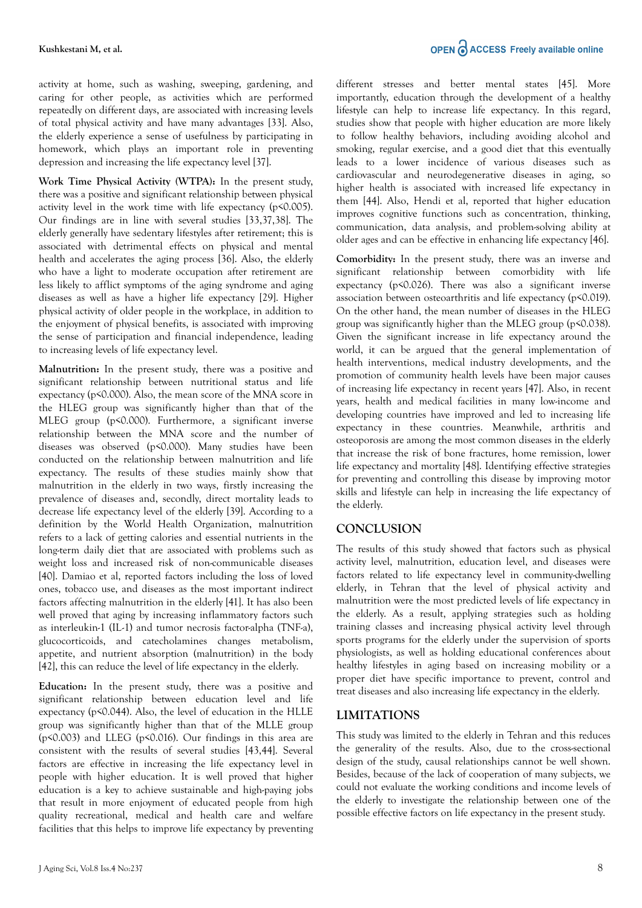activity at home, such as washing, sweeping, gardening, and caring for other people, as activities which are performed repeatedly on different days, are associated with increasing levels of total physical activity and have many advantages [33]. Also, the elderly experience a sense of usefulness by participating in homework, which plays an important role in preventing depression and increasing the life expectancy level [37].

**Work Time Physical Activity (WTPA):** In the present study, there was a positive and significant relationship between physical activity level in the work time with life expectancy ($p<0.005$). Our findings are in line with several studies [33,37,38]. The elderly generally have sedentary lifestyles after retirement; this is associated with detrimental effects on physical and mental health and accelerates the aging process [36]. Also, the elderly who have a light to moderate occupation after retirement are less likely to afflict symptoms of the aging syndrome and aging diseases as well as have a higher life expectancy [29]. Higher physical activity of older people in the workplace, in addition to the enjoyment of physical benefits, is associated with improving the sense of participation and financial independence, leading to increasing levels of life expectancy level.

**Malnutrition:** In the present study, there was a positive and significant relationship between nutritional status and life expectancy ($p<0.000$). Also, the mean score of the MNA score in the HLEG group was significantly higher than that of the MLEG group ($p<0.000$). Furthermore, a significant inverse relationship between the MNA score and the number of diseases was observed ($p<0.000$). Many studies have been conducted on the relationship between malnutrition and life expectancy. The results of these studies mainly show that malnutrition in the elderly in two ways, firstly increasing the prevalence of diseases and, secondly, direct mortality leads to decrease life expectancy level of the elderly [39]. According to a definition by the World Health Organization, malnutrition refers to a lack of getting calories and essential nutrients in the long-term daily diet that are associated with problems such as weight loss and increased risk of non-communicable diseases [40]. Damiao et al, reported factors including the loss of loved ones, tobacco use, and diseases as the most important indirect factors affecting malnutrition in the elderly [41]. It has also been well proved that aging by increasing inflammatory factors such as interleukin-1 (IL-1) and tumor necrosis factor-alpha (TNF-a), glucocorticoids, and catecholamines changes metabolism, appetite, and nutrient absorption (malnutrition) in the body [42], this can reduce the level of life expectancy in the elderly.

**Education:** In the present study, there was a positive and significant relationship between education level and life expectancy ($p<0.044$). Also, the level of education in the HLLE group was significantly higher than that of the MLLE group ($p<0.003$) and LLEG ($p<0.016$). Our findings in this area are consistent with the results of several studies [43,44]. Several factors are effective in increasing the life expectancy level in people with higher education. It is well proved that higher education is a key to achieve sustainable and high-paying jobs that result in more enjoyment of educated people from high quality recreational, medical and health care and welfare facilities that this helps to improve life expectancy by preventing different stresses and better mental states [45]. More importantly, education through the development of a healthy lifestyle can help to increase life expectancy. In this regard, studies show that people with higher education are more likely to follow healthy behaviors, including avoiding alcohol and smoking, regular exercise, and a good diet that this eventually leads to a lower incidence of various diseases such as cardiovascular and neurodegenerative diseases in aging, so higher health is associated with increased life expectancy in them [44]. Also, Hendi et al, reported that higher education improves cognitive functions such as concentration, thinking, communication, data analysis, and problem-solving ability at older ages and can be effective in enhancing life expectancy [46].

**Comorbidity:** In the present study, there was an inverse and significant relationship between comorbidity with life expectancy ($p<0.026$). There was also a significant inverse association between osteoarthritis and life expectancy ($p<0.019$). On the other hand, the mean number of diseases in the HLEG group was significantly higher than the MLEG group ($p<0.038$). Given the significant increase in life expectancy around the world, it can be argued that the general implementation of health interventions, medical industry developments, and the promotion of community health levels have been major causes of increasing life expectancy in recent years [47]. Also, in recent years, health and medical facilities in many low-income and developing countries have improved and led to increasing life expectancy in these countries. Meanwhile, arthritis and osteoporosis are among the most common diseases in the elderly that increase the risk of bone fractures, home remission, lower life expectancy and mortality [48]. Identifying effective strategies for preventing and controlling this disease by improving motor skills and lifestyle can help in increasing the life expectancy of the elderly.

## CONCLUSION

The results of this study showed that factors such as physical activity level, malnutrition, education level, and diseases were factors related to life expectancy level in community-dwelling elderly, in Tehran that the level of physical activity and malnutrition were the most predicted levels of life expectancy in the elderly. As a result, applying strategies such as holding training classes and increasing physical activity level through sports programs for the elderly under the supervision of sports physiologists, as well as holding educational conferences about healthy lifestyles in aging based on increasing mobility or a proper diet have specific importance to prevent, control and treat diseases and also increasing life expectancy in the elderly.

## LIMITATIONS

This study was limited to the elderly in Tehran and this reduces the generality of the results. Also, due to the cross-sectional design of the study, causal relationships cannot be well shown. Besides, because of the lack of cooperation of many subjects, we could not evaluate the working conditions and income levels of the elderly to investigate the relationship between one of the possible effective factors on life expectancy in the present study.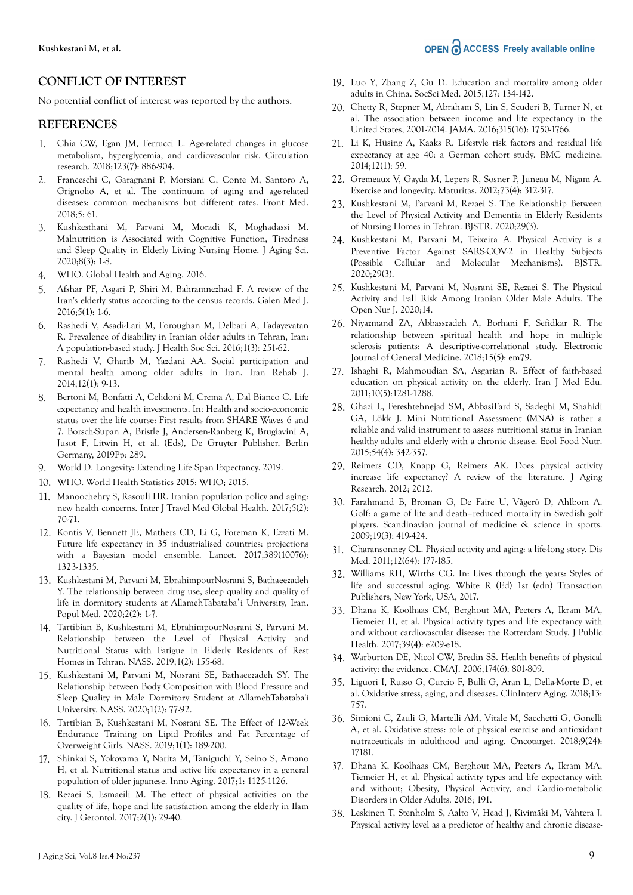## CONFLICT OF INTEREST

No potential conflict of interest was reported by the authors.

## REFERENCES

1. Chia CW, Egan JM, Ferrucci L. Age-related changes in glucose metabolism, hyperglycemia, and cardiovascular risk. Circulation research. 2018;123(7): 886-904.
2. Franceschi C, Garagnani P, Morsiani C, Conte M, Santoro A, Grignolio A, et al. The continuum of aging and age-related diseases: common mechanisms but different rates. Front Med. 2018;5: 61.
3. Kushkesthani M, Parvani M, Moradi K, Moghadassi M. Malnutrition is Associated with Cognitive Function, Tiredness and Sleep Quality in Elderly Living Nursing Home. J Aging Sci. 2020;8(3): 1-8.
4. WHO. Global Health and Aging. 2016.
5. Afshar PF, Asgari P, Shiri M, Bahramnezhad F. A review of the Iran's elderly status according to the census records. Galen Med J. 2016;5(1): 1-6.
6. Rashedi V, Asadi-Lari M, Foroughan M, Delbari A, Fadayevatan R. Prevalence of disability in Iranian older adults in Tehran, Iran: A population-based study. J Health Soc Sci. 2016;1(3): 251-62.
7. Rashedi V, Gharib M, Yazdani AA. Social participation and mental health among older adults in Iran. Iran Rehab J. 2014;12(1): 9-13.
8. Bertoni M, Bonfatti A, Celidoni M, Crema A, Dal Bianco C. Life expectancy and health investments. In: Health and socio-economic status over the life course: First results from SHARE Waves 6 and 7. Borsch-Supan A, Bristle J, Andersen-Ranberg K, Brugiavini A, Jusot F, Litwin H, et al. (Eds), De Gruyter Publisher, Berlin Germany, 2019Pp: 289.
9. World D. Longevity: Extending Life Span Expectancy. 2019.
10. WHO. World Health Statistics 2015: WHO; 2015.
11. Manoochehry S, Rasouli HR. Iranian population policy and aging: new health concerns. Inter J Travel Med Global Health. 2017;5(2): 70-71.
12. Kontis V, Bennett JE, Mathers CD, Li G, Foreman K, Ezzati M. Future life expectancy in 35 industrialised countries: projections with a Bayesian model ensemble. Lancet. 2017;389(10076): 1323-1335.
13. Kushkestani M, Parvani M, EbrahimpourNosrani S, Bathaeezadeh Y. The relationship between drug use, sleep quality and quality of life in dormitory students at AllamehTabataba'i University, Iran. Popul Med. 2020;2(2): 1-7.
14. Tartibian B, Kushkestani M, EbrahimpourNosrani S, Parvani M. Relationship between the Level of Physical Activity and Nutritional Status with Fatigue in Elderly Residents of Rest Homes in Tehran. NASS. 2019;1(2): 155-68.
15. Kushkestani M, Parvani M, Nosrani SE, Bathaeezadeh SY. The Relationship between Body Composition with Blood Pressure and Sleep Quality in Male Dormitory Student at AllamehTabataba'i University. NASS. 2020;1(2): 77-92.
16. Tartibian B, Kushkestani M, Nosrani SE. The Effect of 12-Week Endurance Training on Lipid Profiles and Fat Percentage of Overweight Girls. NASS. 2019;1(1): 189-200.
17. Shinkai S, Yokoyama Y, Narita M, Taniguchi Y, Seino S, Amano H, et al. Nutritional status and active life expectancy in a general population of older japanese. Inno Aging. 2017;1: 1125-1126.
18. Rezaei S, Esmaeili M. The effect of physical activities on the quality of life, hope and life satisfaction among the elderly in Ilam city. J Gerontol. 2017;2(1): 29-40.
19. Luo Y, Zhang Z, Gu D. Education and mortality among older adults in China. SocSci Med. 2015;127: 134-142.
20. Chetty R, Stepner M, Abraham S, Lin S, Scuderi B, Turner N, et al. The association between income and life expectancy in the United States, 2001-2014. JAMA. 2016;315(16): 1750-1766.
21. Li K, Hüsing A, Kaaks R. Lifestyle risk factors and residual life expectancy at age 40: a German cohort study. BMC medicine. 2014;12(1): 59.
22. Gremeaux V, Gayda M, Lepers R, Sosner P, Juneau M, Nigam A. Exercise and longevity. Maturitas. 2012;73(4): 312-317.
23. Kushkestani M, Parvani M, Rezaei S. The Relationship Between the Level of Physical Activity and Dementia in Elderly Residents of Nursing Homes in Tehran. BJSTR. 2020;29(3).
24. Kushkestani M, Parvani M, Teixeira A. Physical Activity is a Preventive Factor Against SARS-COV-2 in Healthy Subjects (Possible Cellular and Molecular Mechanisms). BJSTR. 2020;29(3).
25. Kushkestani M, Parvani M, Nosrani SE, Rezaei S. The Physical Activity and Fall Risk Among Iranian Older Male Adults. The Open Nur J. 2020;14.
26. Niyazmand ZA, Abbasszadeh A, Borhani F, Sefidkar R. The relationship between spiritual health and hope in multiple sclerosis patients: A descriptive-correlational study. Electronic Journal of General Medicine. 2018;15(5): em79.
27. Ishaghi R, Mahmoudian SA, Asgarian R. Effect of faith-based education on physical activity on the elderly. Iran J Med Edu. 2011;10(5):1281-1288.
28. Ghazi L, Fereshtehnejad SM, AbbasiFard S, Sadeghi M, Shahidi GA, Lökk J. Mini Nutritional Assessment (MNA) is rather a reliable and valid instrument to assess nutritional status in Iranian healthy adults and elderly with a chronic disease. Ecol Food Nutr. 2015;54(4): 342-357.
29. Reimers CD, Knapp G, Reimers AK. Does physical activity increase life expectancy? A review of the literature. J Aging Research. 2012; 2012.
30. Farahmand B, Broman G, De Faire U, Vågerö D, Ahlbom A. Golf: a game of life and death–reduced mortality in Swedish golf players. Scandinavian journal of medicine & science in sports. 2009;19(3): 419-424.
31. Charansonney OL. Physical activity and aging: a life-long story. Dis Med. 2011;12(64): 177-185.
32. Williams RH, Wirths CG. In: Lives through the years: Styles of life and successful aging. White R (Ed) 1st (edn) Transaction Publishers, New York, USA, 2017.
33. Dhana K, Koolhaas CM, Berghout MA, Peeters A, Ikram MA, Tiemeier H, et al. Physical activity types and life expectancy with and without cardiovascular disease: the Rotterdam Study. J Public Health. 2017;39(4): e209-e18.
34. Warburton DE, Nicol CW, Bredin SS. Health benefits of physical activity: the evidence. CMAJ. 2006;174(6): 801-809.
35. Liguori I, Russo G, Curcio F, Bulli G, Aran L, Della-Morte D, et al. Oxidative stress, aging, and diseases. ClinInterv Aging. 2018;13: 757.
36. Simioni C, Zauli G, Martelli AM, Vitale M, Sacchetti G, Gonelli A, et al. Oxidative stress: role of physical exercise and antioxidant nutraceuticals in adulthood and aging. Oncotarget. 2018;9(24): 17181.
37. Dhana K, Koolhaas CM, Berghout MA, Peeters A, Ikram MA, Tiemeier H, et al. Physical activity types and life expectancy with and without; Obesity, Physical Activity, and Cardio-metabolic Disorders in Older Adults. 2016; 191.
38. Leskinen T, Stenholm S, Aalto V, Head J, Kivimäki M, Vahtera J. Physical activity level as a predictor of healthy and chronic disease-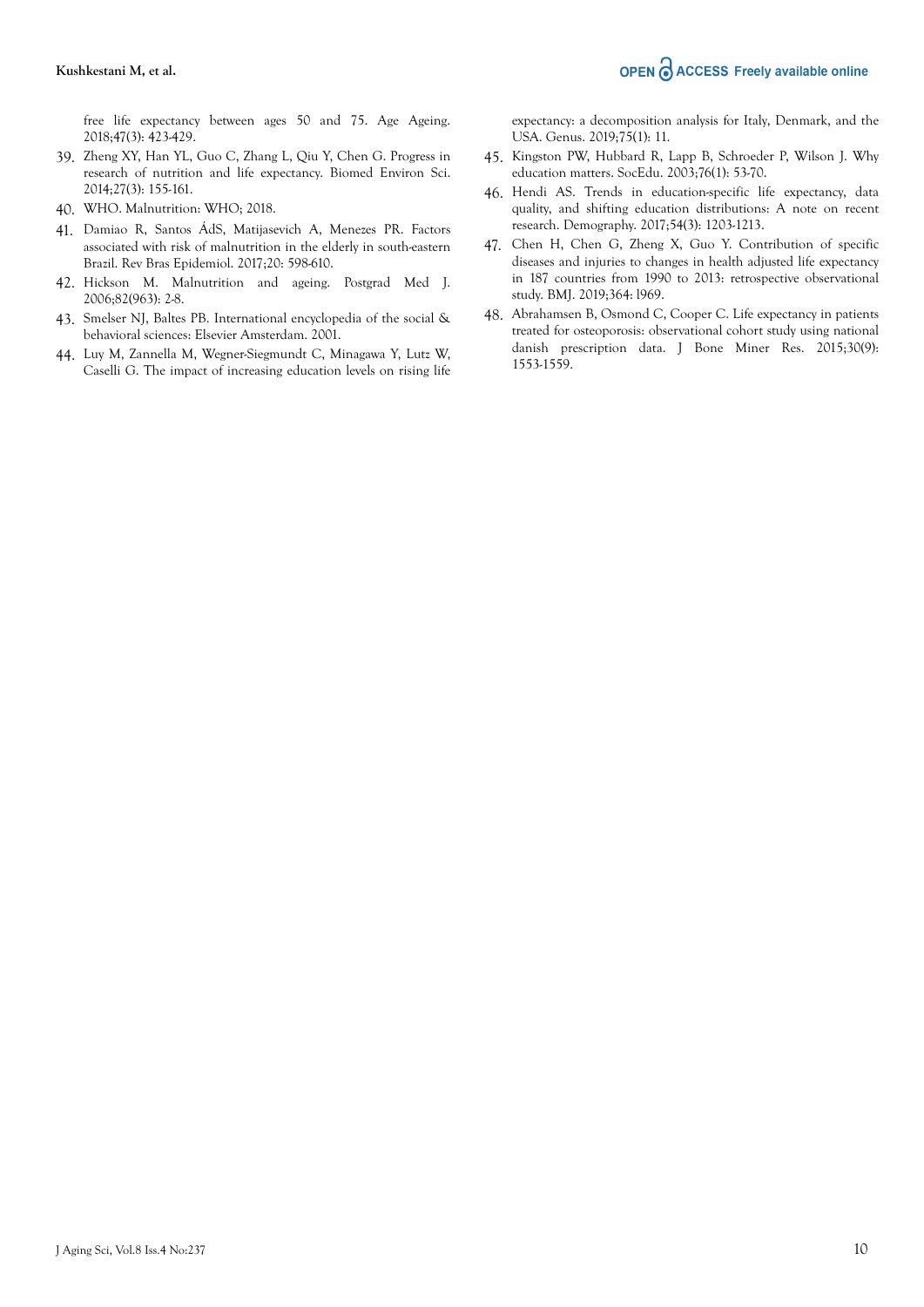free life expectancy between ages 50 and 75. Age Ageing. 2018;47(3): 423-429.

39. Zheng XY, Han YL, Guo C, Zhang L, Qiu Y, Chen G. Progress in research of nutrition and life expectancy. Biomed Environ Sci. 2014;27(3): 155-161.
40. WHO. Malnutrition: WHO; 2018.
41. Damiao R, Santos ÁdS, Matijasevich A, Menezes PR. Factors associated with risk of malnutrition in the elderly in south-eastern Brazil. Rev Bras Epidemiol. 2017;20: 598-610.
42. Hickson M. Malnutrition and ageing. Postgrad Med J. 2006;82(963): 2-8.
43. Smelser NJ, Baltes PB. International encyclopedia of the social & behavioral sciences: Elsevier Amsterdam. 2001.
44. Luy M, Zannella M, Wegner-Siegmundt C, Minagawa Y, Lutz W, Caselli G. The impact of increasing education levels on rising life expectancy: a decomposition analysis for Italy, Denmark, and the USA. Genus. 2019;75(1): 11.
45. Kingston PW, Hubbard R, Lapp B, Schroeder P, Wilson J. Why education matters. SocEdu. 2003;76(1): 53-70.
46. Hendi AS. Trends in education-specific life expectancy, data quality, and shifting education distributions: A note on recent research. Demography. 2017;54(3): 1203-1213.
47. Chen H, Chen G, Zheng X, Guo Y. Contribution of specific diseases and injuries to changes in health adjusted life expectancy in 187 countries from 1990 to 2013: retrospective observational study. BMJ. 2019;364: l969.
48. Abrahamsen B, Osmond C, Cooper C. Life expectancy in patients treated for osteoporosis: observational cohort study using national danish prescription data. J Bone Miner Res. 2015;30(9): 1553-1559.